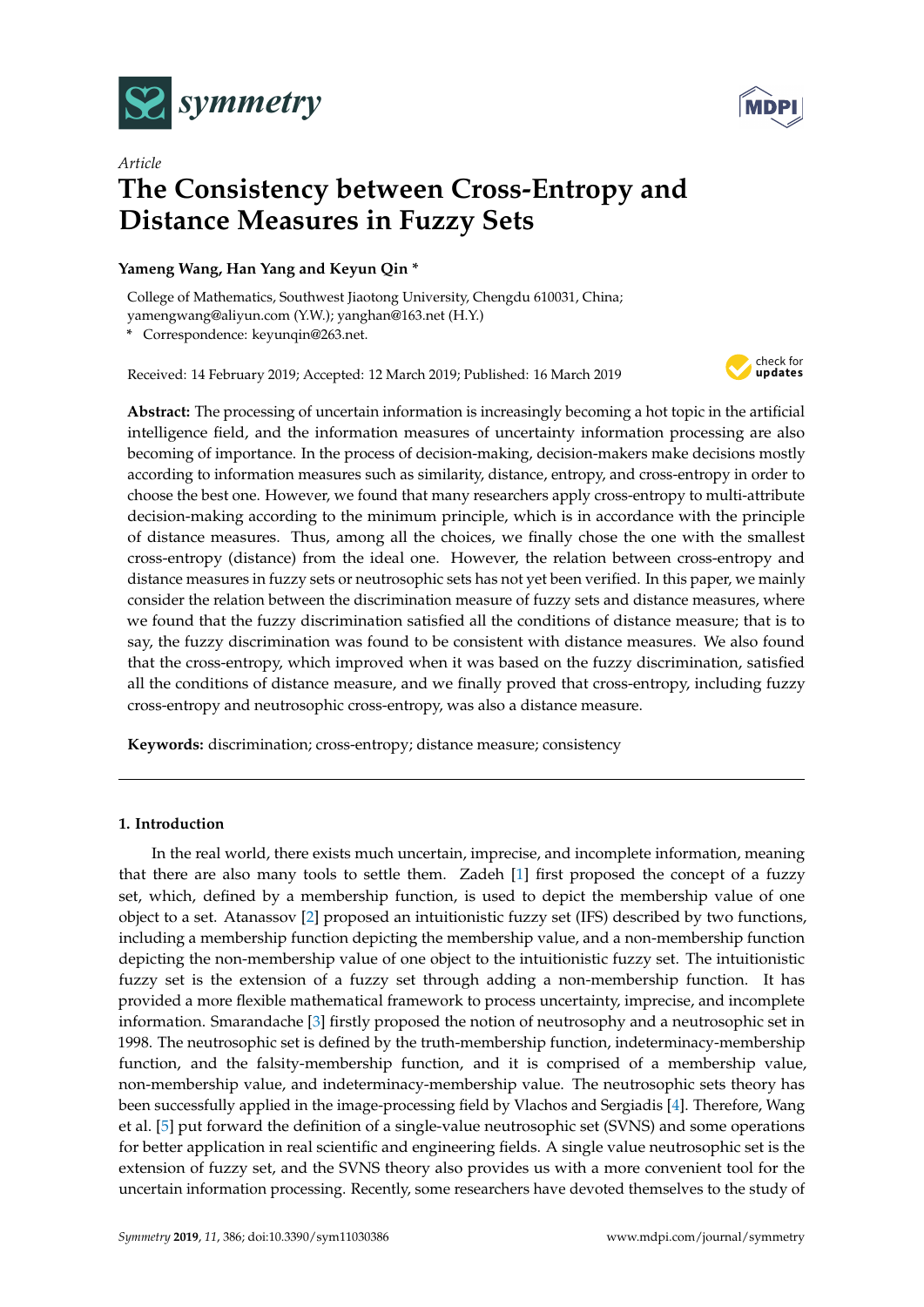*Article*

# The Consistency between Cross-Entropy and Distance Measures in Fuzzy Sets

**Yameng Wang, Han Yang and Keyun Qin \***

College of Mathematics, Southwest Jiaotong University, Chengdu 610031, China; yamengwang@aliyun.com (Y.W.); yanghan@163.net (H.Y.)

\* Correspondence: keyunqin@263.net.

Received: 14 February 2019; Accepted: 12 March 2019; Published: 16 March 2019

**Abstract:** The processing of uncertain information is increasingly becoming a hot topic in the artificial intelligence field, and the information measures of uncertainty information processing are also becoming of importance. In the process of decision-making, decision-makers make decisions mostly according to information measures such as similarity, distance, entropy, and cross-entropy in order to choose the best one. However, we found that many researchers apply cross-entropy to multi-attribute decision-making according to the minimum principle, which is in accordance with the principle of distance measures. Thus, among all the choices, we finally chose the one with the smallest cross-entropy (distance) from the ideal one. However, the relation between cross-entropy and distance measures in fuzzy sets or neutrosophic sets has not yet been verified. In this paper, we mainly consider the relation between the discrimination measure of fuzzy sets and distance measures, where we found that the fuzzy discrimination satisfied all the conditions of distance measure; that is to say, the fuzzy discrimination was found to be consistent with distance measures. We also found that the cross-entropy, which improved when it was based on the fuzzy discrimination, satisfied all the conditions of distance measure, and we finally proved that cross-entropy, including fuzzy cross-entropy and neutrosophic cross-entropy, was also a distance measure.

**Keywords:** discrimination; cross-entropy; distance measure; consistency

## 1. Introduction

In the real world, there exists much uncertain, imprecise, and incomplete information, meaning that there are also many tools to settle them. Zadeh [1] first proposed the concept of a fuzzy set, which, defined by a membership function, is used to depict the membership value of one object to a set. Atanassov [2] proposed an intuitionistic fuzzy set (IFS) described by two functions, including a membership function depicting the membership value, and a non-membership function depicting the non-membership value of one object to the intuitionistic fuzzy set. The intuitionistic fuzzy set is the extension of a fuzzy set through adding a non-membership function. It has provided a more flexible mathematical framework to process uncertainty, imprecise, and incomplete information. Smarandache [3] firstly proposed the notion of neutrosophy and a neutrosophic set in 1998. The neutrosophic set is defined by the truth-membership function, indeterminacy-membership function, and the falsity-membership function, and it is comprised of a membership value, non-membership value, and indeterminacy-membership value. The neutrosophic sets theory has been successfully applied in the image-processing field by Vlachos and Sergiadis [4]. Therefore, Wang et al. [5] put forward the definition of a single-value neutrosophic set (SVNS) and some operations for better application in real scientific and engineering fields. A single value neutrosophic set is the extension of fuzzy set, and the SVNS theory also provides us with a more convenient tool for the uncertain information processing. Recently, some researchers have devoted themselves to the study of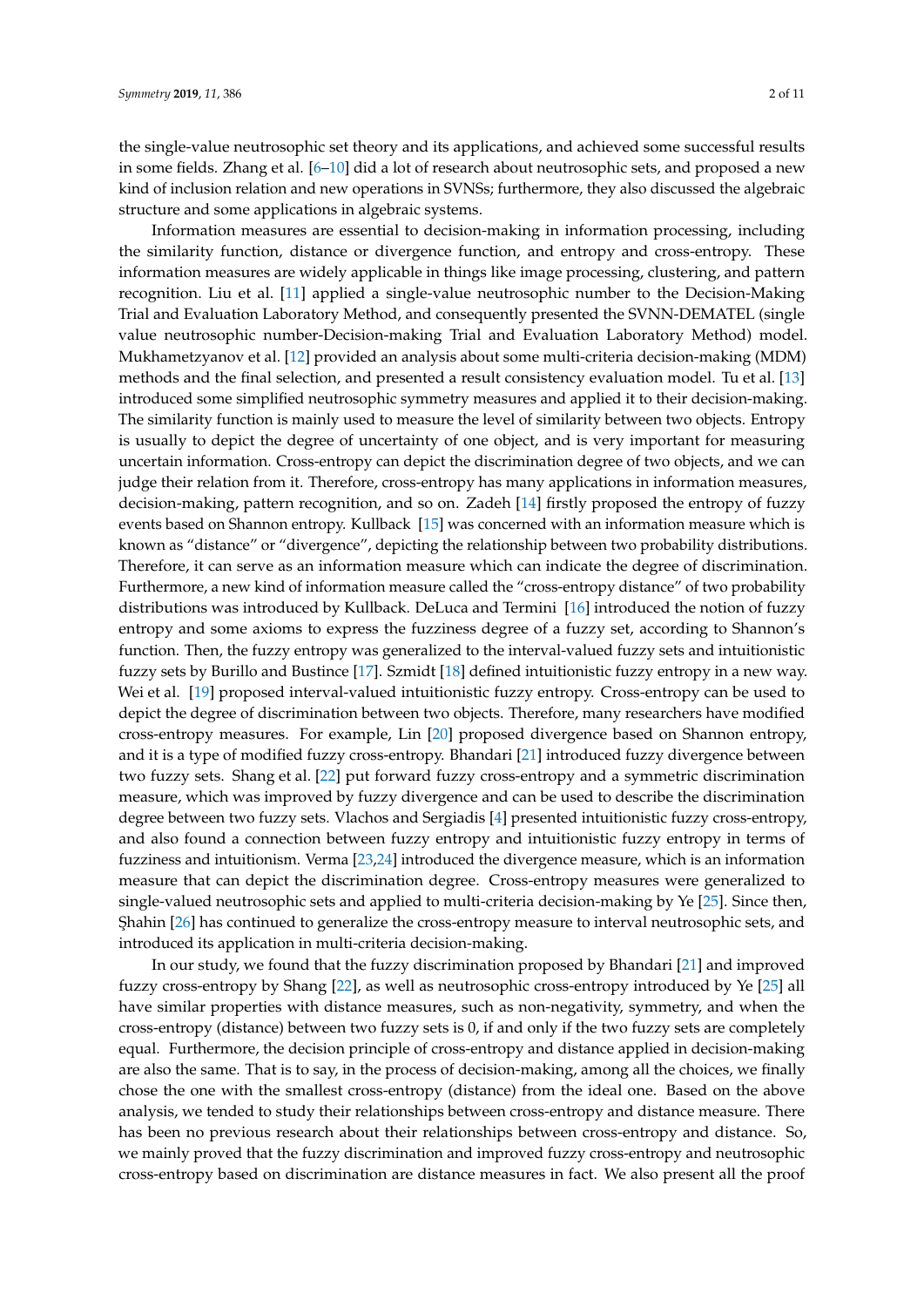the single-value neutrosophic set theory and its applications, and achieved some successful results in some fields. Zhang et al. [6–10] did a lot of research about neutrosophic sets, and proposed a new kind of inclusion relation and new operations in SVNSs; furthermore, they also discussed the algebraic structure and some applications in algebraic systems.

Information measures are essential to decision-making in information processing, including the similarity function, distance or divergence function, and entropy and cross-entropy. These information measures are widely applicable in things like image processing, clustering, and pattern recognition. Liu et al. [11] applied a single-value neutrosophic number to the Decision-Making Trial and Evaluation Laboratory Method, and consequently presented the SVNN-DEMATEL (single value neutrosophic number-Decision-making Trial and Evaluation Laboratory Method) model. Mukhametzyanov et al. [12] provided an analysis about some multi-criteria decision-making (MDM) methods and the final selection, and presented a result consistency evaluation model. Tu et al. [13] introduced some simplified neutrosophic symmetry measures and applied it to their decision-making. The similarity function is mainly used to measure the level of similarity between two objects. Entropy is usually to depict the degree of uncertainty of one object, and is very important for measuring uncertain information. Cross-entropy can depict the discrimination degree of two objects, and we can judge their relation from it. Therefore, cross-entropy has many applications in information measures, decision-making, pattern recognition, and so on. Zadeh [14] firstly proposed the entropy of fuzzy events based on Shannon entropy. Kullback [15] was concerned with an information measure which is known as "distance" or "divergence", depicting the relationship between two probability distributions. Therefore, it can serve as an information measure which can indicate the degree of discrimination. Furthermore, a new kind of information measure called the "cross-entropy distance" of two probability distributions was introduced by Kullback. DeLuca and Termini [16] introduced the notion of fuzzy entropy and some axioms to express the fuzziness degree of a fuzzy set, according to Shannon's function. Then, the fuzzy entropy was generalized to the interval-valued fuzzy sets and intuitionistic fuzzy sets by Burillo and Bustince [17]. Szmidt [18] defined intuitionistic fuzzy entropy in a new way. Wei et al. [19] proposed interval-valued intuitionistic fuzzy entropy. Cross-entropy can be used to depict the degree of discrimination between two objects. Therefore, many researchers have modified cross-entropy measures. For example, Lin [20] proposed divergence based on Shannon entropy, and it is a type of modified fuzzy cross-entropy. Bhandari [21] introduced fuzzy divergence between two fuzzy sets. Shang et al. [22] put forward fuzzy cross-entropy and a symmetric discrimination measure, which was improved by fuzzy divergence and can be used to describe the discrimination degree between two fuzzy sets. Vlachos and Sergiadis [4] presented intuitionistic fuzzy cross-entropy, and also found a connection between fuzzy entropy and intuitionistic fuzzy entropy in terms of fuzziness and intuitionism. Verma [23,24] introduced the divergence measure, which is an information measure that can depict the discrimination degree. Cross-entropy measures were generalized to single-valued neutrosophic sets and applied to multi-criteria decision-making by Ye [25]. Since then, Şhahin [26] has continued to generalize the cross-entropy measure to interval neutrosophic sets, and introduced its application in multi-criteria decision-making.

In our study, we found that the fuzzy discrimination proposed by Bhandari [21] and improved fuzzy cross-entropy by Shang [22], as well as neutrosophic cross-entropy introduced by Ye [25] all have similar properties with distance measures, such as non-negativity, symmetry, and when the cross-entropy (distance) between two fuzzy sets is 0, if and only if the two fuzzy sets are completely equal. Furthermore, the decision principle of cross-entropy and distance applied in decision-making are also the same. That is to say, in the process of decision-making, among all the choices, we finally chose the one with the smallest cross-entropy (distance) from the ideal one. Based on the above analysis, we tended to study their relationships between cross-entropy and distance measure. There has been no previous research about their relationships between cross-entropy and distance. So, we mainly proved that the fuzzy discrimination and improved fuzzy cross-entropy and neutrosophic cross-entropy based on discrimination are distance measures in fact. We also present all the proof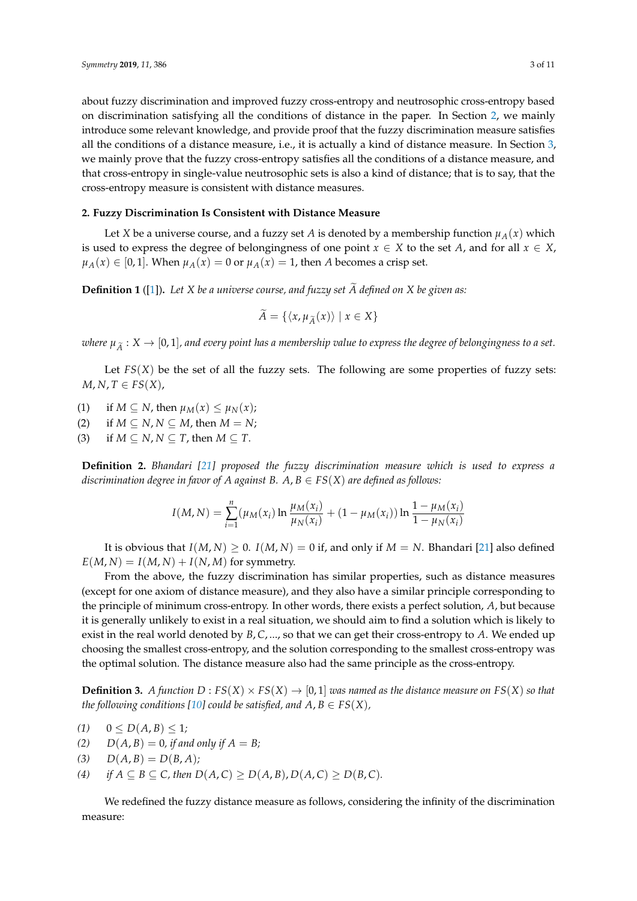about fuzzy discrimination and improved fuzzy cross-entropy and neutrosophic cross-entropy based on discrimination satisfying all the conditions of distance in the paper. In Section 2, we mainly introduce some relevant knowledge, and provide proof that the fuzzy discrimination measure satisfies all the conditions of a distance measure, i.e., it is actually a kind of distance measure. In Section 3, we mainly prove that the fuzzy cross-entropy satisfies all the conditions of a distance measure, and that cross-entropy in single-value neutrosophic sets is also a kind of distance; that is to say, that the cross-entropy measure is consistent with distance measures.

## 2. Fuzzy Discrimination Is Consistent with Distance Measure

Let $X$ be a universe course, and a fuzzy set $A$ is denoted by a membership function $\mu_A(x)$ which is used to express the degree of belongingness of one point $x \in X$ to the set $A$, and for all $x \in X$, $\mu_A(x) \in [0,1]$. When $\mu_A(x) = 0$ or $\mu_A(x) = 1$, then $A$ becomes a crisp set.

**Definition 1** ([1]). *Let $X$ be a universe course, and fuzzy set $\widetilde{A}$ defined on $X$ be given as:*

$$\widetilde{A} = \{\langle x, \mu_{\widetilde{A}}(x)\rangle \mid x \in X\}$$

*where $\mu_{\widetilde{A}} : X \to [0,1]$, and every point has a membership value to express the degree of belongingness to a set.*

Let $FS(X)$ be the set of all the fuzzy sets. The following are some properties of fuzzy sets: $M, N, T \in FS(X)$,

(1) if $M \subseteq N$, then $\mu_M(x) \leq \mu_N(x)$;
(2) if $M \subseteq N, N \subseteq M$, then $M = N$;
(3) if $M \subseteq N, N \subseteq T$, then $M \subseteq T$.

**Definition 2.** *Bhandari [21] proposed the fuzzy discrimination measure which is used to express a discrimination degree in favor of $A$ against $B$. $A, B \in FS(X)$ are defined as follows:*

$$I(M,N) = \sum_{i=1}^{n} (\mu_M(x_i) \ln \frac{\mu_M(x_i)}{\mu_N(x_i)} + (1 - \mu_M(x_i)) \ln \frac{1 - \mu_M(x_i)}{1 - \mu_N(x_i)}$$

It is obvious that $I(M,N) \geq 0$. $I(M,N) = 0$ if, and only if $M = N$. Bhandari [21] also defined $E(M,N) = I(M,N) + I(N,M)$ for symmetry.

From the above, the fuzzy discrimination has similar properties, such as distance measures (except for one axiom of distance measure), and they also have a similar principle corresponding to the principle of minimum cross-entropy. In other words, there exists a perfect solution, $A$, but because it is generally unlikely to exist in a real situation, we should aim to find a solution which is likely to exist in the real world denoted by $B, C, \ldots$, so that we can get their cross-entropy to $A$. We ended up choosing the smallest cross-entropy, and the solution corresponding to the smallest cross-entropy was the optimal solution. The distance measure also had the same principle as the cross-entropy.

**Definition 3.** *A function $D : FS(X) \times FS(X) \to [0,1]$ was named as the distance measure on $FS(X)$ so that the following conditions [10] could be satisfied, and $A, B \in FS(X)$,*

*(1)* $0 \leq D(A,B) \leq 1$;
*(2)* $D(A,B) = 0$, *if and only if* $A = B$;
*(3)* $D(A,B) = D(B,A)$;
*(4)* *if* $A \subseteq B \subseteq C$, *then* $D(A,C) \geq D(A,B), D(A,C) \geq D(B,C)$.

We redefined the fuzzy distance measure as follows, considering the infinity of the discrimination measure: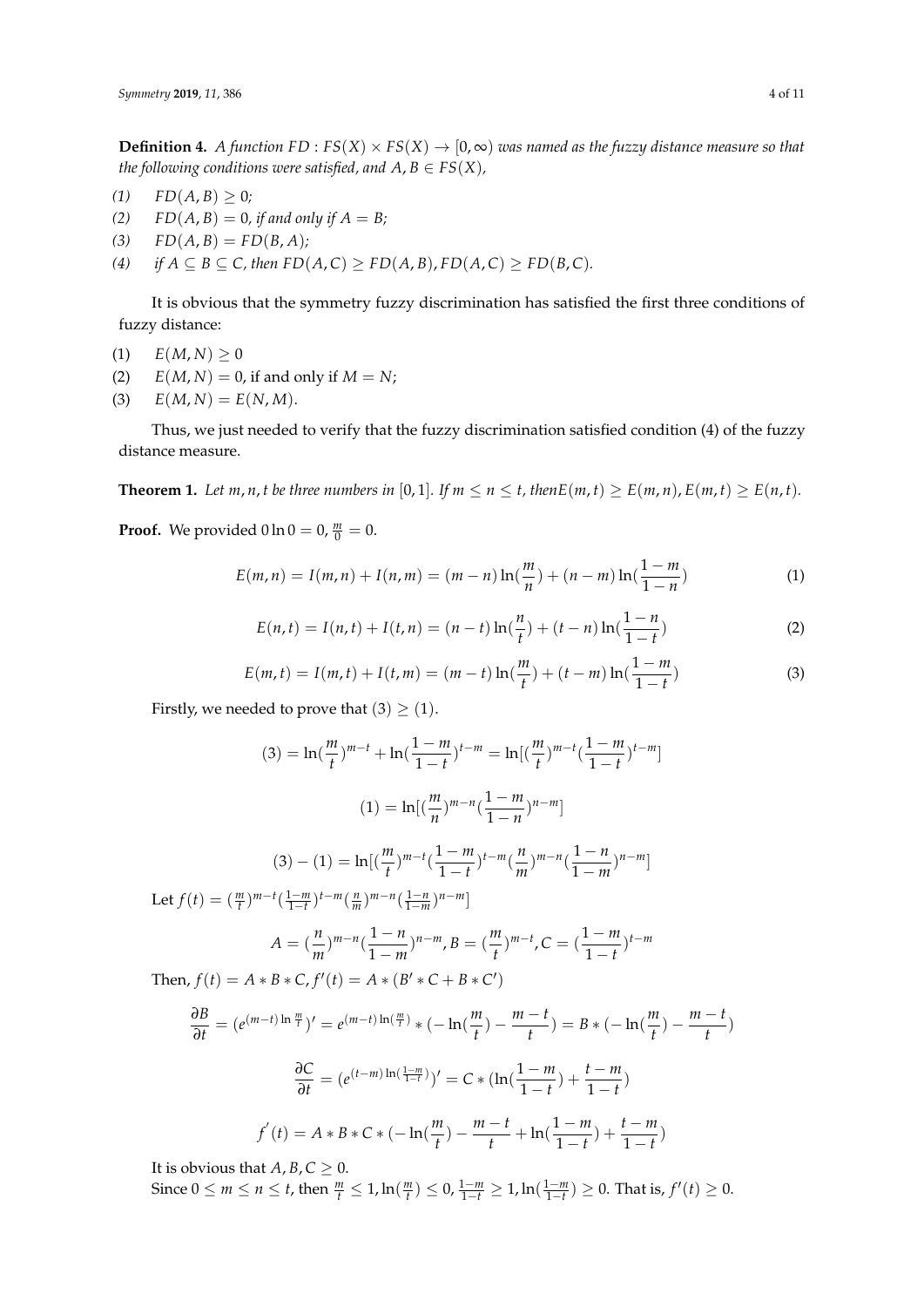**Definition 4.** *A function* $FD : FS(X) \times FS(X) \to [0, \infty)$ *was named as the fuzzy distance measure so that the following conditions were satisfied, and* $A, B \in FS(X)$,

*(1)* $FD(A, B) \geq 0$;
*(2)* $FD(A, B) = 0$, *if and only if* $A = B$;
*(3)* $FD(A, B) = FD(B, A)$;
*(4)* *if* $A \subseteq B \subseteq C$, *then* $FD(A, C) \geq FD(A, B), FD(A, C) \geq FD(B, C)$.

It is obvious that the symmetry fuzzy discrimination has satisfied the first three conditions of fuzzy distance:

(1) $E(M, N) \geq 0$
(2) $E(M, N) = 0$, if and only if $M = N$;
(3) $E(M, N) = E(N, M)$.

Thus, we just needed to verify that the fuzzy discrimination satisfied condition (4) of the fuzzy distance measure.

**Theorem 1.** *Let* $m, n, t$ *be three numbers in* $[0, 1]$. *If* $m \leq n \leq t$, *then* $E(m, t) \geq E(m, n), E(m, t) \geq E(n, t)$.

**Proof.** We provided $0 \ln 0 = 0$, $\frac{m}{0} = 0$.

$$E(m, n) = I(m, n) + I(n, m) = (m - n) \ln(\frac{m}{n}) + (n - m) \ln(\frac{1 - m}{1 - n}) \tag{1}$$

$$E(n, t) = I(n, t) + I(t, n) = (n - t) \ln(\frac{n}{t}) + (t - n) \ln(\frac{1 - n}{1 - t}) \tag{2}$$

$$E(m, t) = I(m, t) + I(t, m) = (m - t) \ln(\frac{m}{t}) + (t - m) \ln(\frac{1 - m}{1 - t}) \tag{3}$$

Firstly, we needed to prove that $(3) \geq (1)$.

$$(3) = \ln(\frac{m}{t})^{m-t} + \ln(\frac{1 - m}{1 - t})^{t-m} = \ln[(\frac{m}{t})^{m-t}(\frac{1 - m}{1 - t})^{t-m}]$$

$$(1) = \ln[(\frac{m}{n})^{m-n}(\frac{1 - m}{1 - n})^{n-m}]$$

$$(3) - (1) = \ln[(\frac{m}{t})^{m-t}(\frac{1 - m}{1 - t})^{t-m}(\frac{n}{m})^{m-n}(\frac{1 - n}{1 - m})^{n-m}]$$

Let $f(t) = (\frac{m}{t})^{m-t}(\frac{1-m}{1-t})^{t-m}(\frac{n}{m})^{m-n}(\frac{1-n}{1-m})^{n-m}]$

$$A = (\frac{n}{m})^{m-n}(\frac{1 - n}{1 - m})^{n-m}, B = (\frac{m}{t})^{m-t}, C = (\frac{1 - m}{1 - t})^{t-m}$$

Then, $f(t) = A * B * C$, $f'(t) = A * (B' * C + B * C')$

$$\frac{\partial B}{\partial t} = (e^{(m-t) \ln \frac{m}{t}})' = e^{(m-t) \ln(\frac{m}{t})} * (-\ln(\frac{m}{t}) - \frac{m - t}{t}) = B * (-\ln(\frac{m}{t}) - \frac{m - t}{t})$$

$$\frac{\partial C}{\partial t} = (e^{(t-m) \ln(\frac{1-m}{1-t})})' = C * (\ln(\frac{1 - m}{1 - t}) + \frac{t - m}{1 - t})$$

$$f'(t) = A * B * C * (-\ln(\frac{m}{t}) - \frac{m - t}{t} + \ln(\frac{1 - m}{1 - t}) + \frac{t - m}{1 - t})$$

It is obvious that $A, B, C \geq 0$.
Since $0 \leq m \leq n \leq t$, then $\frac{m}{t} \leq 1$, $\ln(\frac{m}{t}) \leq 0$, $\frac{1-m}{1-t} \geq 1$, $\ln(\frac{1-m}{1-t}) \geq 0$. That is, $f'(t) \geq 0$.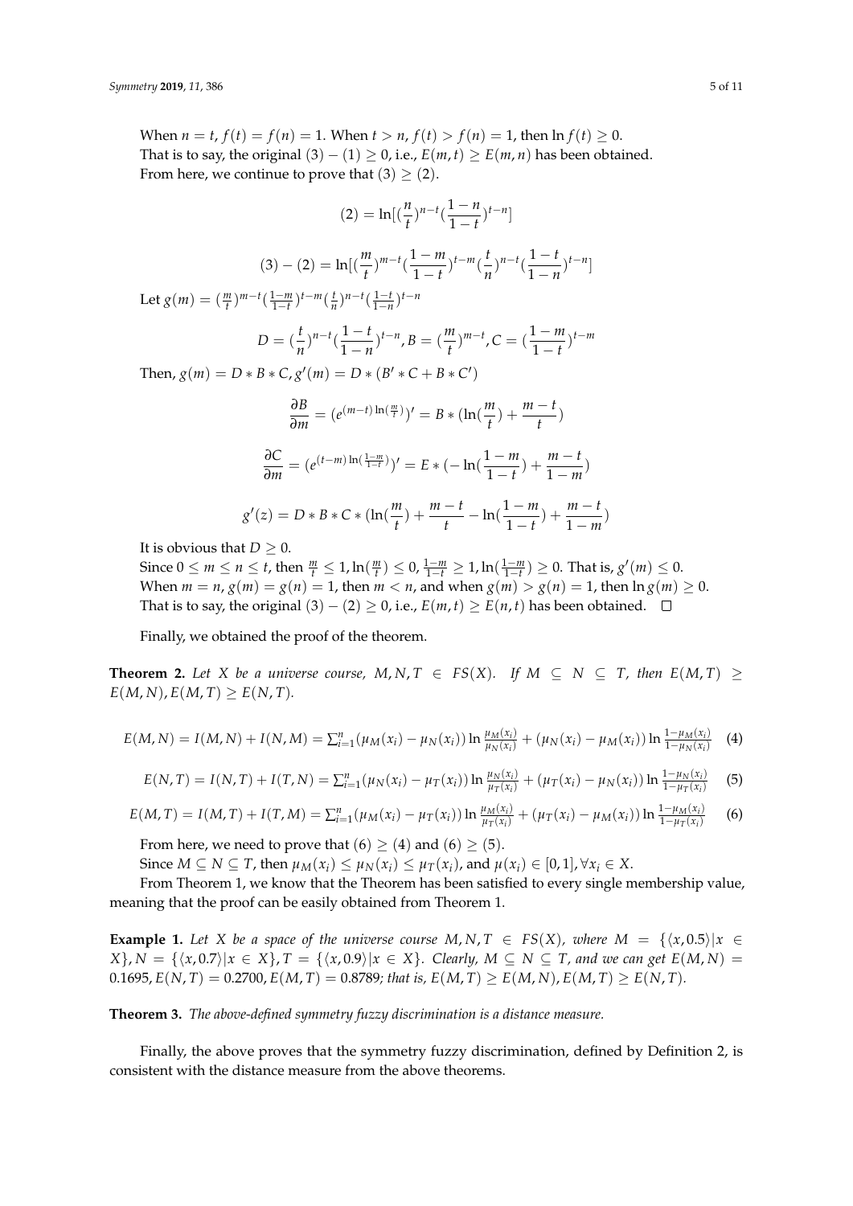When $n = t$, $f(t) = f(n) = 1$. When $t > n$, $f(t) > f(n) = 1$, then $\ln f(t) \geq 0$.
That is to say, the original $(3) - (1) \geq 0$, i.e., $E(m,t) \geq E(m,n)$ has been obtained.
From here, we continue to prove that $(3) \geq (2)$.

$$(2) = \ln[(\frac{n}{t})^{n-t}(\frac{1-n}{1-t})^{t-n}]$$

$$(3) - (2) = \ln[(\frac{m}{t})^{m-t}(\frac{1-m}{1-t})^{t-m}(\frac{t}{n})^{n-t}(\frac{1-t}{1-n})^{t-n}]$$

Let $g(m) = (\frac{m}{t})^{m-t}(\frac{1-m}{1-t})^{t-m}(\frac{t}{n})^{n-t}(\frac{1-t}{1-n})^{t-n}$

$$D = (\frac{t}{n})^{n-t}(\frac{1-t}{1-n})^{t-n}, B = (\frac{m}{t})^{m-t}, C = (\frac{1-m}{1-t})^{t-m}$$

Then, $g(m) = D * B * C, g'(m) = D * (B' * C + B * C')$

$$\frac{\partial B}{\partial m} = (e^{(m-t)\ln(\frac{m}{t})})' = B * (\ln(\frac{m}{t}) + \frac{m-t}{t})$$

$$\frac{\partial C}{\partial m} = (e^{(t-m)\ln(\frac{1-m}{1-t})})' = E * (-\ln(\frac{1-m}{1-t}) + \frac{m-t}{1-m})$$

$$g'(z) = D * B * C * (\ln(\frac{m}{t}) + \frac{m-t}{t} - \ln(\frac{1-m}{1-t}) + \frac{m-t}{1-m})$$

It is obvious that $D \geq 0$.
Since $0 \leq m \leq n \leq t$, then $\frac{m}{t} \leq 1, \ln(\frac{m}{t}) \leq 0, \frac{1-m}{1-t} \geq 1, \ln(\frac{1-m}{1-t}) \geq 0$. That is, $g'(m) \leq 0$.
When $m = n$, $g(m) = g(n) = 1$, then $m < n$, and when $g(m) > g(n) = 1$, then $\ln g(m) \geq 0$.
That is to say, the original $(3) - (2) \geq 0$, i.e., $E(m,t) \geq E(n,t)$ has been obtained. □

Finally, we obtained the proof of the theorem.

**Theorem 2.** *Let $X$ be a universe course, $M, N, T \in FS(X)$. If $M \subseteq N \subseteq T$, then $E(M,T) \geq E(M,N), E(M,T) \geq E(N,T)$.*

$$E(M,N) = I(M,N) + I(N,M) = \sum_{i=1}^{n}(\mu_M(x_i) - \mu_N(x_i))\ln\frac{\mu_M(x_i)}{\mu_N(x_i)} + (\mu_N(x_i) - \mu_M(x_i))\ln\frac{1-\mu_M(x_i)}{1-\mu_N(x_i)} \quad (4)$$

$$E(N,T) = I(N,T) + I(T,N) = \sum_{i=1}^{n}(\mu_N(x_i) - \mu_T(x_i))\ln\frac{\mu_N(x_i)}{\mu_T(x_i)} + (\mu_T(x_i) - \mu_N(x_i))\ln\frac{1-\mu_N(x_i)}{1-\mu_T(x_i)} \quad (5)$$

$$E(M,T) = I(M,T) + I(T,M) = \sum_{i=1}^{n}(\mu_M(x_i) - \mu_T(x_i))\ln\frac{\mu_M(x_i)}{\mu_T(x_i)} + (\mu_T(x_i) - \mu_M(x_i))\ln\frac{1-\mu_M(x_i)}{1-\mu_T(x_i)} \quad (6)$$

From here, we need to prove that $(6) \geq (4)$ and $(6) \geq (5)$.
Since $M \subseteq N \subseteq T$, then $\mu_M(x_i) \leq \mu_N(x_i) \leq \mu_T(x_i)$, and $\mu(x_i) \in [0,1], \forall x_i \in X$.
From Theorem 1, we know that the Theorem has been satisfied to every single membership value, meaning that the proof can be easily obtained from Theorem 1.

**Example 1.** *Let $X$ be a space of the universe course $M, N, T \in FS(X)$, where $M = \{\langle x, 0.5\rangle | x \in X\}$, $N = \{\langle x, 0.7\rangle | x \in X\}$, $T = \{\langle x, 0.9\rangle | x \in X\}$. Clearly, $M \subseteq N \subseteq T$, and we can get $E(M,N) = 0.1695$, $E(N,T) = 0.2700$, $E(M,T) = 0.8789$; that is, $E(M,T) \geq E(M,N), E(M,T) \geq E(N,T)$.*

**Theorem 3.** *The above-defined symmetry fuzzy discrimination is a distance measure.*

Finally, the above proves that the symmetry fuzzy discrimination, defined by Definition 2, is consistent with the distance measure from the above theorems.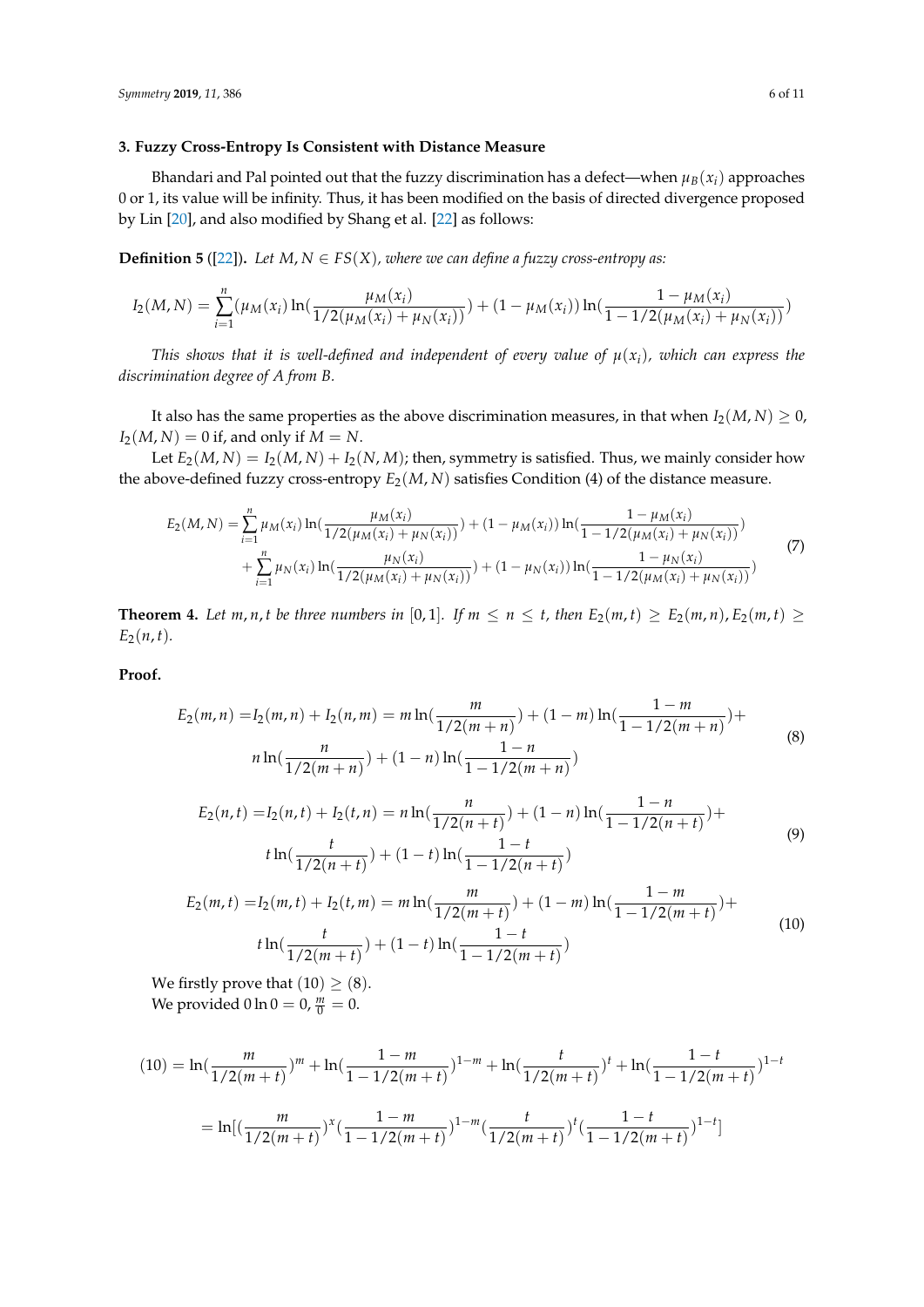### 3. Fuzzy Cross-Entropy Is Consistent with Distance Measure

Bhandari and Pal pointed out that the fuzzy discrimination has a defect—when $\mu_B(x_i)$ approaches 0 or 1, its value will be infinity. Thus, it has been modified on the basis of directed divergence proposed by Lin [20], and also modified by Shang et al. [22] as follows:

**Definition 5** ([22]). *Let $M, N \in FS(X)$, where we can define a fuzzy cross-entropy as:*

$$I_2(M,N) = \sum_{i=1}^{n}(\mu_M(x_i)\ln(\frac{\mu_M(x_i)}{1/2(\mu_M(x_i)+\mu_N(x_i))}) + (1-\mu_M(x_i))\ln(\frac{1-\mu_M(x_i)}{1-1/2(\mu_M(x_i)+\mu_N(x_i))})$$

*This shows that it is well-defined and independent of every value of $\mu(x_i)$, which can express the discrimination degree of A from B.*

It also has the same properties as the above discrimination measures, in that when $I_2(M,N) \geq 0$, $I_2(M,N) = 0$ if, and only if $M = N$.

Let $E_2(M,N) = I_2(M,N) + I_2(N,M)$; then, symmetry is satisfied. Thus, we mainly consider how the above-defined fuzzy cross-entropy $E_2(M,N)$ satisfies Condition (4) of the distance measure.

$$\begin{aligned} E_2(M,N) = &\sum_{i=1}^{n}\mu_M(x_i)\ln(\frac{\mu_M(x_i)}{1/2(\mu_M(x_i)+\mu_N(x_i))}) + (1-\mu_M(x_i))\ln(\frac{1-\mu_M(x_i)}{1-1/2(\mu_M(x_i)+\mu_N(x_i))}) \\ &+ \sum_{i=1}^{n}\mu_N(x_i)\ln(\frac{\mu_N(x_i)}{1/2(\mu_M(x_i)+\mu_N(x_i))}) + (1-\mu_N(x_i))\ln(\frac{1-\mu_N(x_i)}{1-1/2(\mu_M(x_i)+\mu_N(x_i))}) \end{aligned} \tag{7}$$

**Theorem 4.** *Let $m, n, t$ be three numbers in $[0,1]$. If $m \leq n \leq t$, then $E_2(m,t) \geq E_2(m,n), E_2(m,t) \geq E_2(n,t)$.*

**Proof.**

$$\begin{aligned} E_2(m,n) =& I_2(m,n) + I_2(n,m) = m\ln(\frac{m}{1/2(m+n)}) + (1-m)\ln(\frac{1-m}{1-1/2(m+n)}) + \\ & n\ln(\frac{n}{1/2(m+n)}) + (1-n)\ln(\frac{1-n}{1-1/2(m+n)}) \end{aligned} \tag{8}$$

$$\begin{aligned} E_2(n,t) =& I_2(n,t) + I_2(t,n) = n\ln(\frac{n}{1/2(n+t)}) + (1-n)\ln(\frac{1-n}{1-1/2(n+t)}) + \\ & t\ln(\frac{t}{1/2(n+t)}) + (1-t)\ln(\frac{1-t}{1-1/2(n+t)}) \end{aligned} \tag{9}$$

$$\begin{aligned} E_2(m,t) =& I_2(m,t) + I_2(t,m) = m\ln(\frac{m}{1/2(m+t)}) + (1-m)\ln(\frac{1-m}{1-1/2(m+t)}) + \\ & t\ln(\frac{t}{1/2(m+t)}) + (1-t)\ln(\frac{1-t}{1-1/2(m+t)}) \end{aligned} \tag{10}$$

We firstly prove that $(10) \geq (8)$.
We provided $0\ln 0 = 0$, $\frac{m}{0} = 0$.

$$\begin{aligned} (10) =& \ln(\frac{m}{1/2(m+t)})^m + \ln(\frac{1-m}{1-1/2(m+t)})^{1-m} + \ln(\frac{t}{1/2(m+t)})^t + \ln(\frac{1-t}{1-1/2(m+t)})^{1-t} \\ =& \ln[(\frac{m}{1/2(m+t)})^x(\frac{1-m}{1-1/2(m+t)})^{1-m}(\frac{t}{1/2(m+t)})^t(\frac{1-t}{1-1/2(m+t)})^{1-t}] \end{aligned}$$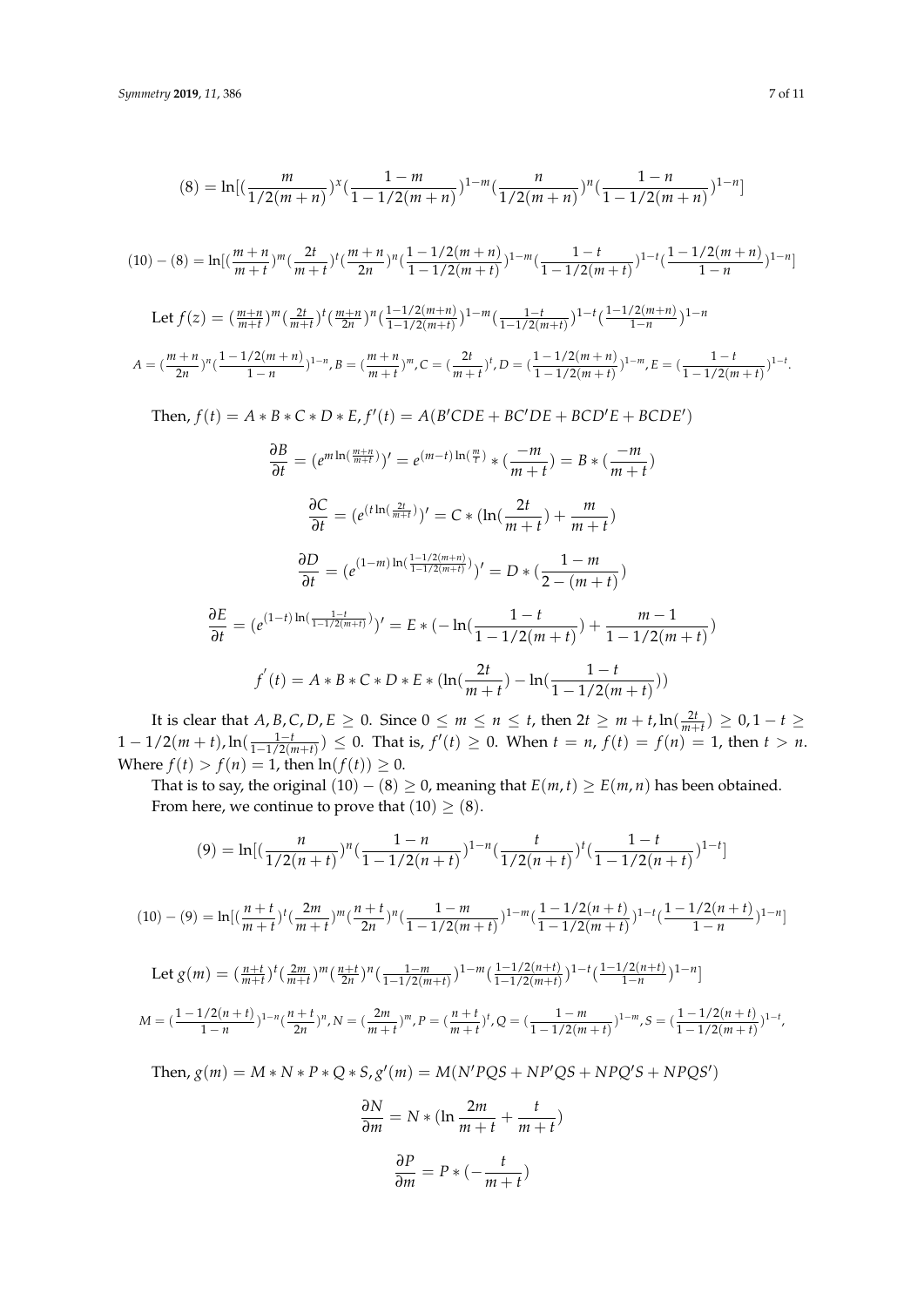$$(8) = \ln[(\frac{m}{1/2(m+n)})^{x}(\frac{1-m}{1-1/2(m+n)})^{1-m}(\frac{n}{1/2(m+n)})^{n}(\frac{1-n}{1-1/2(m+n)})^{1-n}]$$

$$(10)-(8) = \ln[(\frac{m+n}{m+t})^{m}(\frac{2t}{m+t})^{t}(\frac{m+n}{2n})^{n}(\frac{1-1/2(m+n)}{1-1/2(m+t)})^{1-m}(\frac{1-t}{1-1/2(m+t)})^{1-t}(\frac{1-1/2(m+n)}{1-n})^{1-n}]$$

Let $f(z) = (\frac{m+n}{m+t})^{m}(\frac{2t}{m+t})^{t}(\frac{m+n}{2n})^{n}(\frac{1-1/2(m+n)}{1-1/2(m+t)})^{1-m}(\frac{1-t}{1-1/2(m+t)})^{1-t}(\frac{1-1/2(m+n)}{1-n})^{1-n}$

$$A = (\frac{m+n}{2n})^{n}(\frac{1-1/2(m+n)}{1-n})^{1-n}, B = (\frac{m+n}{m+t})^{m}, C = (\frac{2t}{m+t})^{t}, D = (\frac{1-1/2(m+n)}{1-1/2(m+t)})^{1-m}, E = (\frac{1-t}{1-1/2(m+t)})^{1-t}.$$

Then, $f(t) = A*B*C*D*E, f'(t) = A(B'CDE + BC'DE + BCD'E + BCDE')$

$$\frac{\partial B}{\partial t} = (e^{m\ln(\frac{m+n}{m+t})})' = e^{(m-t)\ln(\frac{m}{t})} * (\frac{-m}{m+t}) = B*(\frac{-m}{m+t})$$

$$\frac{\partial C}{\partial t} = (e^{(t\ln(\frac{2t}{m+t})})' = C*(\ln(\frac{2t}{m+t}) + \frac{m}{m+t})$$

$$\frac{\partial D}{\partial t} = (e^{(1-m)\ln(\frac{1-1/2(m+n)}{1-1/2(m+t)})})' = D*(\frac{1-m}{2-(m+t)})$$

$$\frac{\partial E}{\partial t} = (e^{(1-t)\ln(\frac{1-t}{1-1/2(m+t)})})' = E*(-\ln(\frac{1-t}{1-1/2(m+t)}) + \frac{m-1}{1-1/2(m+t)})$$

$$f'(t) = A*B*C*D*E*(\ln(\frac{2t}{m+t}) - \ln(\frac{1-t}{1-1/2(m+t)}))$$

It is clear that $A, B, C, D, E \geq 0$. Since $0 \leq m \leq n \leq t$, then $2t \geq m+t, \ln(\frac{2t}{m+t}) \geq 0, 1-t \geq 1-1/2(m+t), \ln(\frac{1-t}{1-1/2(m+t)}) \leq 0$. That is, $f'(t) \geq 0$. When $t = n$, $f(t) = f(n) = 1$, then $t > n$. Where $f(t) > f(n) = 1$, then $\ln(f(t)) \geq 0$.

That is to say, the original $(10)-(8) \geq 0$, meaning that $E(m,t) \geq E(m,n)$ has been obtained. From here, we continue to prove that $(10) \geq (8)$.

$$(9) = \ln[(\frac{n}{1/2(n+t)})^{n}(\frac{1-n}{1-1/2(n+t)})^{1-n}(\frac{t}{1/2(n+t)})^{t}(\frac{1-t}{1-1/2(n+t)})^{1-t}]$$

$$(10)-(9) = \ln[(\frac{n+t}{m+t})^{t}(\frac{2m}{m+t})^{m}(\frac{n+t}{2n})^{n}(\frac{1-m}{1-1/2(m+t)})^{1-m}(\frac{1-1/2(n+t)}{1-1/2(m+t)})^{1-t}(\frac{1-1/2(n+t)}{1-n})^{1-n}]$$

Let $g(m) = (\frac{n+t}{m+t})^{t}(\frac{2m}{m+t})^{m}(\frac{n+t}{2n})^{n}(\frac{1-m}{1-1/2(m+t)})^{1-m}(\frac{1-1/2(n+t)}{1-1/2(m+t)})^{1-t}(\frac{1-1/2(n+t)}{1-n})^{1-n}]$

$$M = (\frac{1-1/2(n+t)}{1-n})^{1-n}(\frac{n+t}{2n})^{n}, N = (\frac{2m}{m+t})^{m}, P = (\frac{n+t}{m+t})^{t}, Q = (\frac{1-m}{1-1/2(m+t)})^{1-m}, S = (\frac{1-1/2(n+t)}{1-1/2(m+t)})^{1-t},$$

Then, $g(m) = M*N*P*Q*S, g'(m) = M(N'PQS + NP'QS + NPQ'S + NPQS')$

$$\frac{\partial N}{\partial m} = N*(\ln\frac{2m}{m+t} + \frac{t}{m+t})$$

$$\frac{\partial P}{\partial m} = P*(-\frac{t}{m+t})$$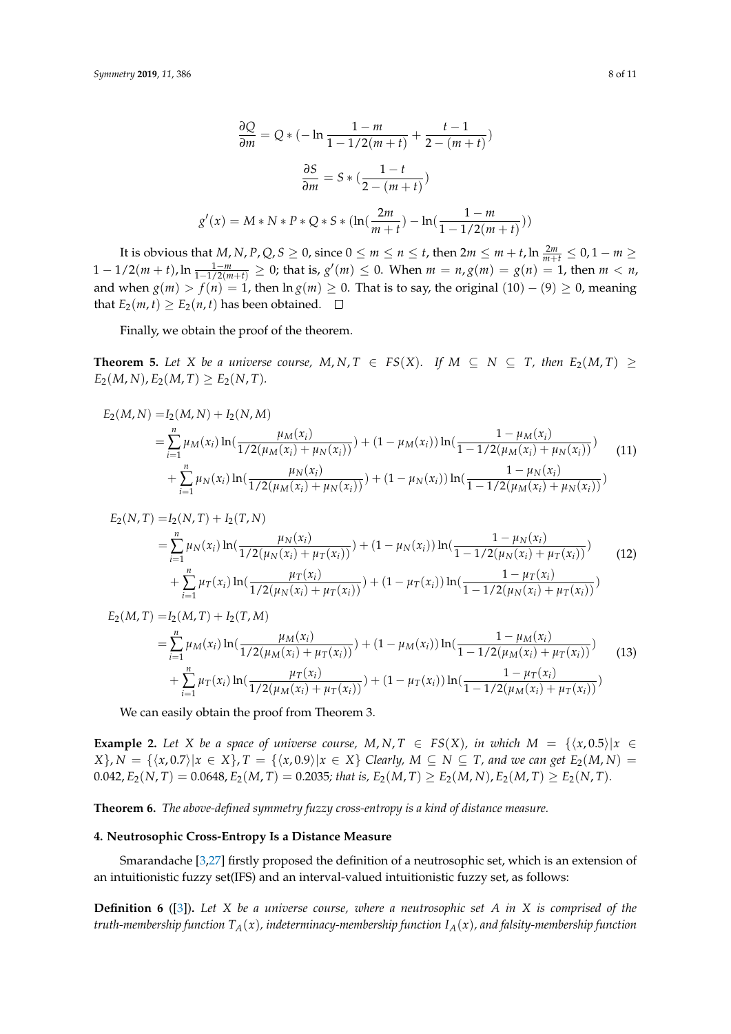$$\frac{\partial Q}{\partial m} = Q * (-\ln \frac{1-m}{1-1/2(m+t)} + \frac{t-1}{2-(m+t)})$$

$$\frac{\partial S}{\partial m} = S * (\frac{1-t}{2-(m+t)})$$

$$g'(x) = M * N * P * Q * S * (\ln(\frac{2m}{m+t}) - \ln(\frac{1-m}{1-1/2(m+t)}))$$

It is obvious that $M, N, P, Q, S \geq 0$, since $0 \leq m \leq n \leq t$, then $2m \leq m+t, \ln \frac{2m}{m+t} \leq 0, 1-m \geq 1-1/2(m+t), \ln \frac{1-m}{1-1/2(m+t)} \geq 0$; that is, $g'(m) \leq 0$. When $m = n, g(m) = g(n) = 1$, then $m < n$, and when $g(m) > f(n) = 1$, then $\ln g(m) \geq 0$. That is to say, the original $(10) - (9) \geq 0$, meaning that $E_2(m,t) \geq E_2(n,t)$ has been obtained. □

Finally, we obtain the proof of the theorem.

**Theorem 5.** *Let $X$ be a universe course, $M, N, T \in FS(X)$. If $M \subseteq N \subseteq T$, then $E_2(M,T) \geq E_2(M,N), E_2(M,T) \geq E_2(N,T)$.*

$$\begin{aligned} E_2(M,N) =& I_2(M,N) + I_2(N,M) \\ =& \sum_{i=1}^{n} \mu_M(x_i) \ln(\frac{\mu_M(x_i)}{1/2(\mu_M(x_i)+\mu_N(x_i))}) + (1-\mu_M(x_i)) \ln(\frac{1-\mu_M(x_i)}{1-1/2(\mu_M(x_i)+\mu_N(x_i))}) \\ &+ \sum_{i=1}^{n} \mu_N(x_i) \ln(\frac{\mu_N(x_i)}{1/2(\mu_M(x_i)+\mu_N(x_i))}) + (1-\mu_N(x_i)) \ln(\frac{1-\mu_N(x_i)}{1-1/2(\mu_M(x_i)+\mu_N(x_i))}) \end{aligned} \tag{11}$$

$$\begin{aligned} E_2(N,T) =& I_2(N,T) + I_2(T,N) \\ =& \sum_{i=1}^{n} \mu_N(x_i) \ln(\frac{\mu_N(x_i)}{1/2(\mu_N(x_i)+\mu_T(x_i))}) + (1-\mu_N(x_i)) \ln(\frac{1-\mu_N(x_i)}{1-1/2(\mu_N(x_i)+\mu_T(x_i))}) \\ &+ \sum_{i=1}^{n} \mu_T(x_i) \ln(\frac{\mu_T(x_i)}{1/2(\mu_N(x_i)+\mu_T(x_i))}) + (1-\mu_T(x_i)) \ln(\frac{1-\mu_T(x_i)}{1-1/2(\mu_N(x_i)+\mu_T(x_i))}) \end{aligned} \tag{12}$$

$$\begin{aligned} E_2(M,T) =& I_2(M,T) + I_2(T,M) \\ =& \sum_{i=1}^{n} \mu_M(x_i) \ln(\frac{\mu_M(x_i)}{1/2(\mu_M(x_i)+\mu_T(x_i))}) + (1-\mu_M(x_i)) \ln(\frac{1-\mu_M(x_i)}{1-1/2(\mu_M(x_i)+\mu_T(x_i))}) \\ &+ \sum_{i=1}^{n} \mu_T(x_i) \ln(\frac{\mu_T(x_i)}{1/2(\mu_M(x_i)+\mu_T(x_i))}) + (1-\mu_T(x_i)) \ln(\frac{1-\mu_T(x_i)}{1-1/2(\mu_M(x_i)+\mu_T(x_i))}) \end{aligned} \tag{13}$$

We can easily obtain the proof from Theorem 3.

**Example 2.** *Let $X$ be a space of universe course, $M, N, T \in FS(X)$, in which $M = \{\langle x, 0.5 \rangle | x \in X\}$, $N = \{\langle x, 0.7 \rangle | x \in X\}$, $T = \{\langle x, 0.9 \rangle | x \in X\}$ Clearly, $M \subseteq N \subseteq T$, and we can get $E_2(M,N) = 0.042$, $E_2(N,T) = 0.0648$, $E_2(M,T) = 0.2035$; that is, $E_2(M,T) \geq E_2(M,N)$, $E_2(M,T) \geq E_2(N,T)$.*

**Theorem 6.** *The above-defined symmetry fuzzy cross-entropy is a kind of distance measure.*

## 4. Neutrosophic Cross-Entropy Is a Distance Measure

Smarandache [3,27] firstly proposed the definition of a neutrosophic set, which is an extension of an intuitionistic fuzzy set(IFS) and an interval-valued intuitionistic fuzzy set, as follows:

**Definition 6** ([3])**.** *Let $X$ be a universe course, where a neutrosophic set $A$ in $X$ is comprised of the truth-membership function $T_A(x)$, indeterminacy-membership function $I_A(x)$, and falsity-membership function*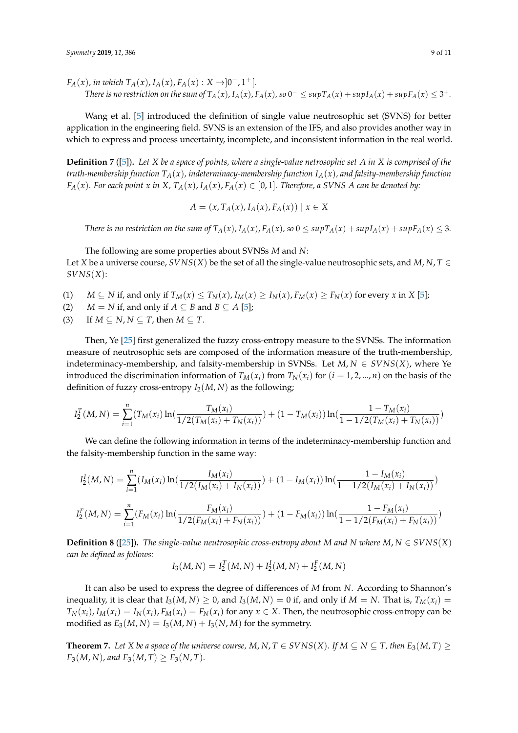$F_A(x)$, *in which* $T_A(x), I_A(x), F_A(x) : X \to ]0^-, 1^+[$.

*There is no restriction on the sum of* $T_A(x), I_A(x), F_A(x)$, *so* $0^- \le supT_A(x) + supI_A(x) + supF_A(x) \le 3^+$.

Wang et al. [5] introduced the definition of single value neutrosophic set (SVNS) for better application in the engineering field. SVNS is an extension of the IFS, and also provides another way in which to express and process uncertainty, incomplete, and inconsistent information in the real world.

**Definition 7** ([5])**.** *Let X be a space of points, where a single-value netrosophic set A in X is comprised of the truth-membership function* $T_A(x)$*, indeterminacy-membership function* $I_A(x)$*, and falsity-membership function* $F_A(x)$*. For each point x in X,* $T_A(x), I_A(x), F_A(x) \in [0, 1]$*. Therefore, a SVNS A can be denoted by:*

$$A = (x, T_A(x), I_A(x), F_A(x)) \mid x \in X$$

*There is no restriction on the sum of* $T_A(x), I_A(x), F_A(x)$*, so* $0 \le supT_A(x) + supI_A(x) + supF_A(x) \le 3$.

The following are some properties about SVNSs $M$ and $N$:
Let $X$ be a universe course, $SVNS(X)$ be the set of all the single-value neutrosophic sets, and $M, N, T \in SVNS(X)$:

(1) $M \subseteq N$ if, and only if $T_M(x) \le T_N(x), I_M(x) \ge I_N(x), F_M(x) \ge F_N(x)$ for every $x$ in $X$ [5];
(2) $M = N$ if, and only if $A \subseteq B$ and $B \subseteq A$ [5];
(3) If $M \subseteq N, N \subseteq T$, then $M \subseteq T$.

Then, Ye [25] first generalized the fuzzy cross-entropy measure to the SVNSs. The information measure of neutrosophic sets are composed of the information measure of the truth-membership, indeterminacy-membership, and falsity-membership in SVNSs. Let $M, N \in SVNS(X)$, where Ye introduced the discrimination information of $T_M(x_i)$ from $T_N(x_i)$ for $(i = 1, 2, ..., n)$ on the basis of the definition of fuzzy cross-entropy $I_2(M, N)$ as the following;

$$I_2^T(M, N) = \sum_{i=1}^{n} (T_M(x_i) \ln(\frac{T_M(x_i)}{1/2(T_M(x_i) + T_N(x_i))}) + (1 - T_M(x_i)) \ln(\frac{1 - T_M(x_i)}{1 - 1/2(T_M(x_i) + T_N(x_i))})$$

We can define the following information in terms of the indeterminacy-membership function and the falsity-membership function in the same way:

$$I_2^I(M, N) = \sum_{i=1}^{n} (I_M(x_i) \ln(\frac{I_M(x_i)}{1/2(I_M(x_i) + I_N(x_i))}) + (1 - I_M(x_i)) \ln(\frac{1 - I_M(x_i)}{1 - 1/2(I_M(x_i) + I_N(x_i))})$$

$$I_2^F(M, N) = \sum_{i=1}^{n} (F_M(x_i) \ln(\frac{F_M(x_i)}{1/2(F_M(x_i) + F_N(x_i))}) + (1 - F_M(x_i)) \ln(\frac{1 - F_M(x_i)}{1 - 1/2(F_M(x_i) + F_N(x_i))})$$

**Definition 8** ([25])**.** *The single-value neutrosophic cross-entropy about M and N where* $M, N \in SVNS(X)$ *can be defined as follows:*

$$I_3(M, N) = I_2^T(M, N) + I_2^I(M, N) + I_2^F(M, N)$$

It can also be used to express the degree of differences of $M$ from $N$. According to Shannon's inequality, it is clear that $I_3(M, N) \ge 0$, and $I_3(M, N) = 0$ if, and only if $M = N$. That is, $T_M(x_i) = T_N(x_i), I_M(x_i) = I_N(x_i), F_M(x_i) = F_N(x_i)$ for any $x \in X$. Then, the neutrosophic cross-entropy can be modified as $E_3(M, N) = I_3(M, N) + I_3(N, M)$ for the symmetry.

**Theorem 7.** *Let X be a space of the universe course,* $M, N, T \in SVNS(X)$*. If* $M \subseteq N \subseteq T$*, then* $E_3(M, T) \ge E_3(M, N)$*, and* $E_3(M, T) \ge E_3(N, T)$*.*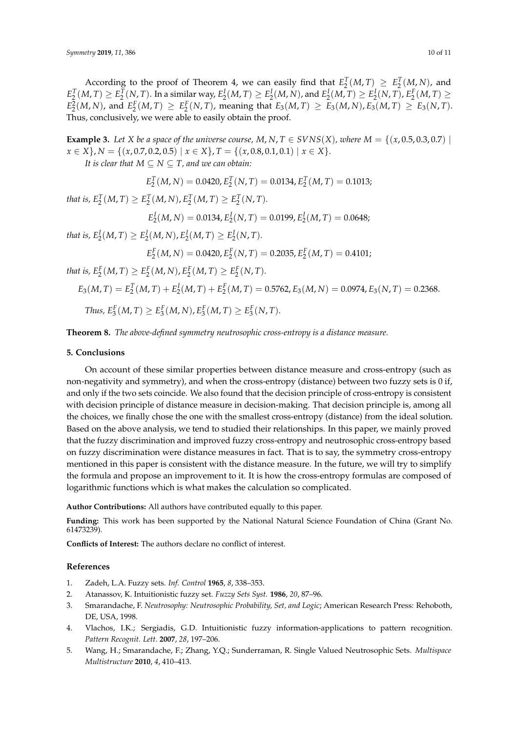According to the proof of Theorem 4, we can easily find that $E_2^T(M,T) \geq E_2^T(M,N)$, and $E_2^T(M,T) \geq E_2^T(N,T)$. In a similar way, $E_2^I(M,T) \geq E_2^I(M,N)$, and $E_2^I(M,T) \geq E_2^I(N,T)$, $E_2^F(M,T) \geq E_2^2(M,N)$, and $E_2^F(M,T) \geq E_2^F(N,T)$, meaning that $E_3(M,T) \geq E_3(M,N)$, $E_3(M,T) \geq E_3(N,T)$. Thus, conclusively, we were able to easily obtain the proof.

**Example 3.** *Let X be a space of the universe course, $M, N, T \in SVNS(X)$, where $M = \{(x, 0.5, 0.3, 0.7) \mid x \in X\}$, $N = \{(x, 0.7, 0.2, 0.5) \mid x \in X\}$, $T = \{(x, 0.8, 0.1, 0.1) \mid x \in X\}$.*

*It is clear that $M \subseteq N \subseteq T$, and we can obtain:*

$$E_2^T(M,N) = 0.0420, E_2^T(N,T) = 0.0134, E_2^T(M,T) = 0.1013;$$

*that is, $E_2^T(M,T) \geq E_2^T(M,N)$, $E_2^T(M,T) \geq E_2^T(N,T)$.*

$$E_2^I(M,N) = 0.0134, E_2^I(N,T) = 0.0199, E_2^I(M,T) = 0.0648;$$

*that is, $E_2^I(M,T) \geq E_2^I(M,N)$, $E_2^I(M,T) \geq E_2^I(N,T)$.*

$$E_2^F(M,N) = 0.0420, E_2^F(N,T) = 0.2035, E_2^F(M,T) = 0.4101;$$

*that is, $E_2^F(M,T) \geq E_2^F(M,N)$, $E_2^F(M,T) \geq E_2^F(N,T)$.*

$$E_3(M,T) = E_2^T(M,T) + E_2^I(M,T) + E_2^F(M,T) = 0.5762, E_3(M,N) = 0.0974, E_3(N,T) = 0.2368.$$

*Thus, $E_3^F(M,T) \geq E_3^F(M,N)$, $E_3^F(M,T) \geq E_3^F(N,T)$.*

**Theorem 8.** *The above-defined symmetry neutrosophic cross-entropy is a distance measure.*

## 5. Conclusions

On account of these similar properties between distance measure and cross-entropy (such as non-negativity and symmetry), and when the cross-entropy (distance) between two fuzzy sets is 0 if, and only if the two sets coincide. We also found that the decision principle of cross-entropy is consistent with decision principle of distance measure in decision-making. That decision principle is, among all the choices, we finally chose the one with the smallest cross-entropy (distance) from the ideal solution. Based on the above analysis, we tend to studied their relationships. In this paper, we mainly proved that the fuzzy discrimination and improved fuzzy cross-entropy and neutrosophic cross-entropy based on fuzzy discrimination were distance measures in fact. That is to say, the symmetry cross-entropy mentioned in this paper is consistent with the distance measure. In the future, we will try to simplify the formula and propose an improvement to it. It is how the cross-entropy formulas are composed of logarithmic functions which is what makes the calculation so complicated.

**Author Contributions:** All authors have contributed equally to this paper.

**Funding:** This work has been supported by the National Natural Science Foundation of China (Grant No. 61473239).

**Conflicts of Interest:** The authors declare no conflict of interest.

## References

1. Zadeh, L.A. Fuzzy sets. *Inf. Control* **1965**, *8*, 338–353.
2. Atanassov, K. Intuitionistic fuzzy set. *Fuzzy Sets Syst.* **1986**, *20*, 87–96.
3. Smarandache, F. *Neutrosophy: Neutrosophic Probability, Set, and Logic*; American Research Press: Rehoboth, DE, USA, 1998.
4. Vlachos, I.K.; Sergiadis, G.D. Intuitionistic fuzzy information-applications to pattern recognition. *Pattern Recognit. Lett.* **2007**, *28*, 197–206.
5. Wang, H.; Smarandache, F.; Zhang, Y.Q.; Sunderraman, R. Single Valued Neutrosophic Sets. *Multispace Multistructure* **2010**, *4*, 410–413.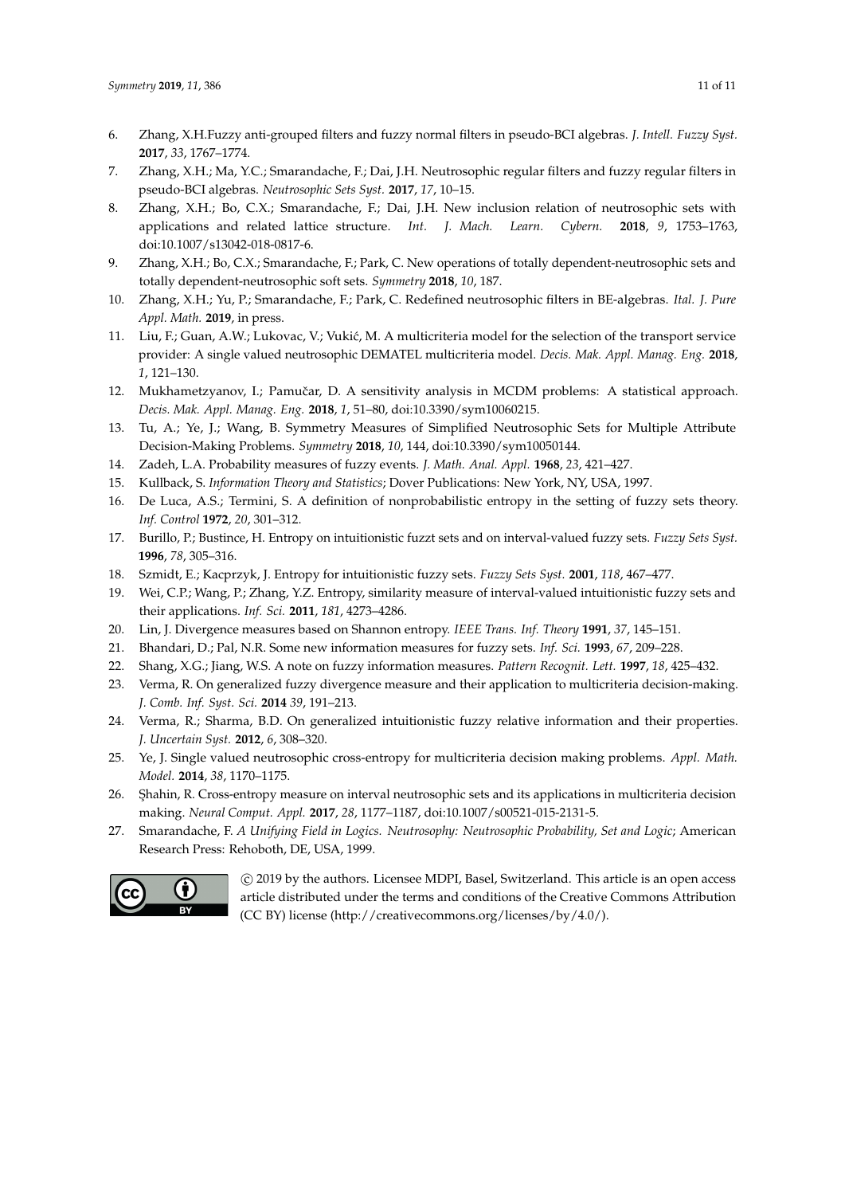6. Zhang, X.H.Fuzzy anti-grouped filters and fuzzy normal filters in pseudo-BCI algebras. *J. Intell. Fuzzy Syst.* **2017**, *33*, 1767–1774.
7. Zhang, X.H.; Ma, Y.C.; Smarandache, F.; Dai, J.H. Neutrosophic regular filters and fuzzy regular filters in pseudo-BCI algebras. *Neutrosophic Sets Syst.* **2017**, *17*, 10–15.
8. Zhang, X.H.; Bo, C.X.; Smarandache, F.; Dai, J.H. New inclusion relation of neutrosophic sets with applications and related lattice structure. *Int. J. Mach. Learn. Cybern.* **2018**, *9*, 1753–1763, doi:10.1007/s13042-018-0817-6.
9. Zhang, X.H.; Bo, C.X.; Smarandache, F.; Park, C. New operations of totally dependent-neutrosophic sets and totally dependent-neutrosophic soft sets. *Symmetry* **2018**, *10*, 187.
10. Zhang, X.H.; Yu, P.; Smarandache, F.; Park, C. Redefined neutrosophic filters in BE-algebras. *Ital. J. Pure Appl. Math.* **2019**, in press.
11. Liu, F.; Guan, A.W.; Lukovac, V.; Vukić, M. A multicriteria model for the selection of the transport service provider: A single valued neutrosophic DEMATEL multicriteria model. *Decis. Mak. Appl. Manag. Eng.* **2018**, *1*, 121–130.
12. Mukhametzyanov, I.; Pamučar, D. A sensitivity analysis in MCDM problems: A statistical approach. *Decis. Mak. Appl. Manag. Eng.* **2018**, *1*, 51–80, doi:10.3390/sym10060215.
13. Tu, A.; Ye, J.; Wang, B. Symmetry Measures of Simplified Neutrosophic Sets for Multiple Attribute Decision-Making Problems. *Symmetry* **2018**, *10*, 144, doi:10.3390/sym10050144.
14. Zadeh, L.A. Probability measures of fuzzy events. *J. Math. Anal. Appl.* **1968**, *23*, 421–427.
15. Kullback, S. *Information Theory and Statistics*; Dover Publications: New York, NY, USA, 1997.
16. De Luca, A.S.; Termini, S. A definition of nonprobabilistic entropy in the setting of fuzzy sets theory. *Inf. Control* **1972**, *20*, 301–312.
17. Burillo, P.; Bustince, H. Entropy on intuitionistic fuzzt sets and on interval-valued fuzzy sets. *Fuzzy Sets Syst.* **1996**, *78*, 305–316.
18. Szmidt, E.; Kacprzyk, J. Entropy for intuitionistic fuzzy sets. *Fuzzy Sets Syst.* **2001**, *118*, 467–477.
19. Wei, C.P.; Wang, P.; Zhang, Y.Z. Entropy, similarity measure of interval-valued intuitionistic fuzzy sets and their applications. *Inf. Sci.* **2011**, *181*, 4273–4286.
20. Lin, J. Divergence measures based on Shannon entropy. *IEEE Trans. Inf. Theory* **1991**, *37*, 145–151.
21. Bhandari, D.; Pal, N.R. Some new information measures for fuzzy sets. *Inf. Sci.* **1993**, *67*, 209–228.
22. Shang, X.G.; Jiang, W.S. A note on fuzzy information measures. *Pattern Recognit. Lett.* **1997**, *18*, 425–432.
23. Verma, R. On generalized fuzzy divergence measure and their application to multicriteria decision-making. *J. Comb. Inf. Syst. Sci.* **2014** *39*, 191–213.
24. Verma, R.; Sharma, B.D. On generalized intuitionistic fuzzy relative information and their properties. *J. Uncertain Syst.* **2012**, *6*, 308–320.
25. Ye, J. Single valued neutrosophic cross-entropy for multicriteria decision making problems. *Appl. Math. Model.* **2014**, *38*, 1170–1175.
26. Şhahin, R. Cross-entropy measure on interval neutrosophic sets and its applications in multicriteria decision making. *Neural Comput. Appl.* **2017**, *28*, 1177–1187, doi:10.1007/s00521-015-2131-5.
27. Smarandache, F. *A Unifying Field in Logics. Neutrosophy: Neutrosophic Probability, Set and Logic*; American Research Press: Rehoboth, DE, USA, 1999.

© 2019 by the authors. Licensee MDPI, Basel, Switzerland. This article is an open access article distributed under the terms and conditions of the Creative Commons Attribution (CC BY) license (http://creativecommons.org/licenses/by/4.0/).